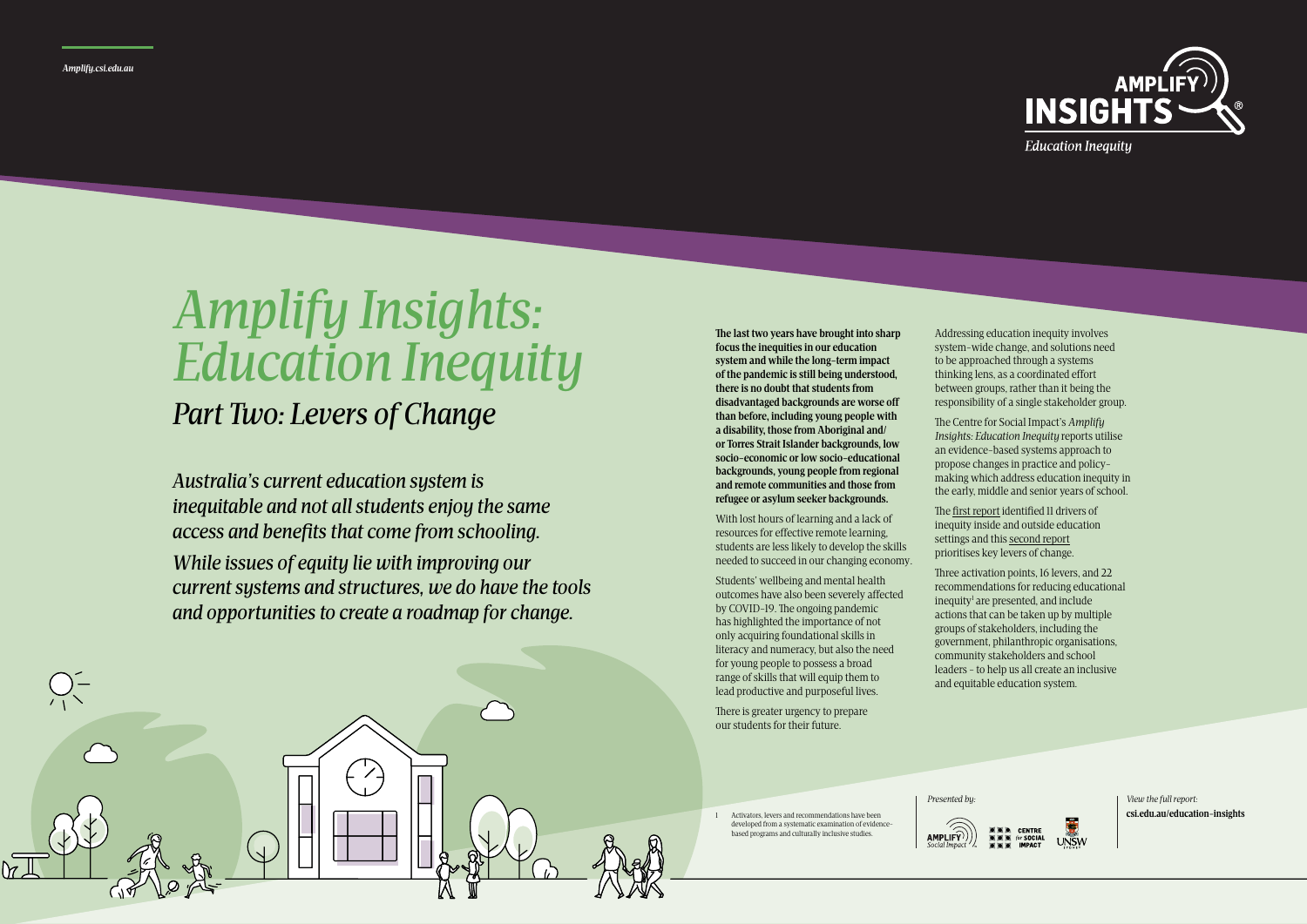Amplify.csi.edu.au

AMPLIFY INSIGHTS

*Education Inequity*

# *Amplify Insights: Education Inequity*

## *Part Two: Levers of Change*

*Australia's current education system is inequitable and not all students enjoy the same access and benefits that come from schooling.*

*While issues of equity lie with improving our current systems and structures, we do have the tools and opportunities to create a roadmap for change.*

**The last two years have brought into sharp focus the inequities in our education system and while the long-term impact of the pandemic is still being understood, there is no doubt that students from disadvantaged backgrounds are worse off than before, including young people with a disability, those from Aboriginal and/or Torres Strait Islander backgrounds, low socio-economic or low socio-educational backgrounds, young people from regional and remote communities and those from refugee or asylum seeker backgrounds.**

With lost hours of learning and a lack of resources for effective remote learning, students are less likely to develop the skills needed to succeed in our changing economy.

Students' wellbeing and mental health outcomes have also been severely affected by COVID-19. The ongoing pandemic has highlighted the importance of not only acquiring foundational skills in literacy and numeracy, but also the need for young people to possess a broad range of skills that will equip them to lead productive and purposeful lives.

There is greater urgency to prepare our students for their future.

Addressing education inequity involves system-wide change, and solutions need to be approached through a systems thinking lens, as a coordinated effort between groups, rather than it being the responsibility of a single stakeholder group.

The Centre for Social Impact's *Amplify Insights: Education Inequity* reports utilise an evidence-based systems approach to propose changes in practice and policy-making which address education inequity in the early, middle and senior years of school.

The first report identified 11 drivers of inequity inside and outside education settings and this second report prioritises key levers of change.

Three activation points, 16 levers, and 22 recommendations for reducing educational inequity[1] are presented, and include actions that can be taken up by multiple groups of stakeholders, including the government, philanthropic organisations, community stakeholders and school leaders - to help us all create an inclusive and equitable education system.

1 Activators, levers and recommendations have been developed from a systematic examination of evidence-based programs and culturally inclusive studies.

*Presented by:*

AMPLIFY Social Impact · CENTRE for SOCIAL IMPACT · UNSW SYDNEY

*View the full report:*
**csi.edu.au/education-insights**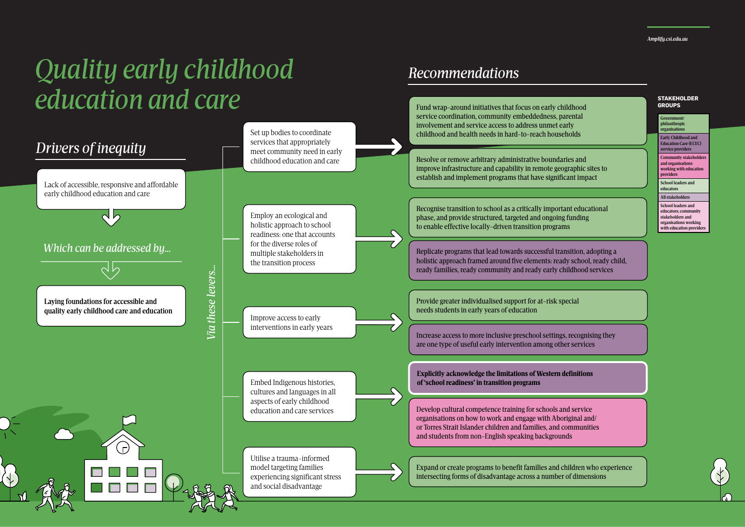# Quality early childhood education and care

## Drivers of inequity

Lack of accessible, responsive and affordable early childhood education and care

*Which can be addressed by…*

**Laying foundations for accessible and quality early childhood care and education**

*Via these levers…*

## Recommendations

**Set up bodies to coordinate services that appropriately meet community need in early childhood education and care**

- Fund wrap-around initiatives that focus on early childhood service coordination, community embeddedness, parental involvement and service access to address unmet early childhood and health needs in hard-to-reach households
- Resolve or remove arbitrary administrative boundaries and improve infrastructure and capability in remote geographic sites to establish and implement programs that have significant impact

**Employ an ecological and holistic approach to school readiness: one that accounts for the diverse roles of multiple stakeholders in the transition process**

- Recognise transition to school as a critically important educational phase, and provide structured, targeted and ongoing funding to enable effective locally-driven transition programs
- Replicate programs that lead towards successful transition, adopting a holistic approach framed around five elements: ready school, ready child, ready families, ready community and ready early childhood services

**Improve access to early interventions in early years**

- Provide greater individualised support for at-risk special needs students in early years of education
- Increase access to more inclusive preschool settings, recognising they are one type of useful early intervention among other services

**Embed Indigenous histories, cultures and languages in all aspects of early childhood education and care services**

- **Explicitly acknowledge the limitations of Western definitions of 'school readiness' in transition programs**
- Develop cultural competence training for schools and service organisations on how to work and engage with Aboriginal and/or Torres Strait Islander children and families, and communities and students from non-English speaking backgrounds

**Utilise a trauma-informed model targeting families experiencing significant stress and social disadvantage**

- Expand or create programs to benefit families and children who experience intersecting forms of disadvantage across a number of dimensions

**STAKEHOLDER GROUPS**

- Government/philanthropic organisations
- Early Childhood and Education Care (ECEC) service providers
- Community stakeholders and organisations working with education providers
- School leaders and educators
- All stakeholders
- School leaders and educators; community stakeholders and organisations working with education providers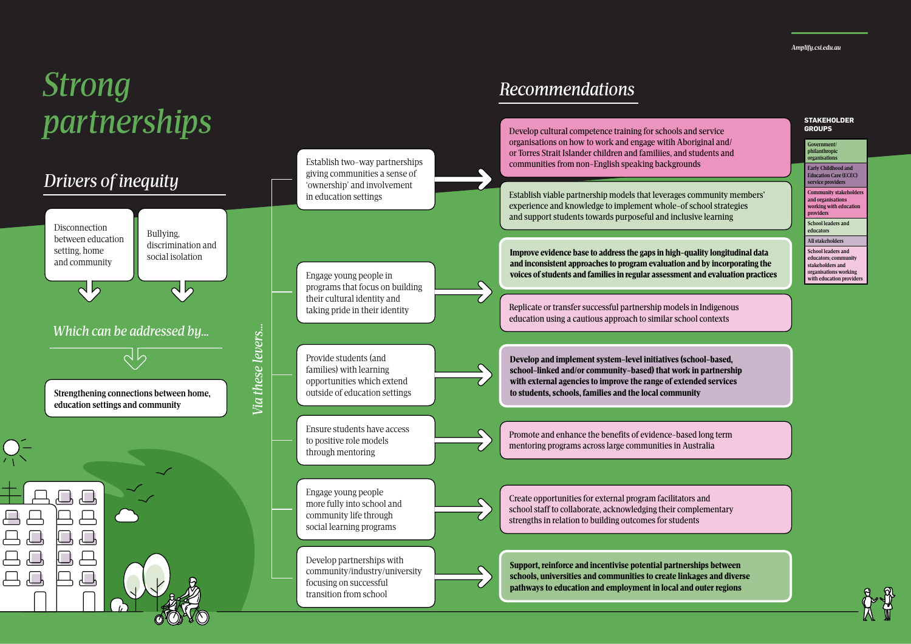# Strong partnerships

## Drivers of inequity

- Disconnection between education setting, home and community
- Bullying, discrimination and social isolation

*Which can be addressed by...*

**Strengthening connections between home, education settings and community**

*Via these levers...*

## Recommendations

| Lever | Recommendation |
| --- | --- |
| Establish two-way partnerships giving communities a sense of 'ownership' and involvement in education settings | Develop cultural competence training for schools and service organisations on how to work and engage witih Aboriginal and/or Torres Strait Islander children and familiies, and students and communities from non-English speaking backgrounds |
| | Establish viable partnership models that leverages community members' experience and knowledge to implement whole-of school strategies and support students towards purposeful and inclusive learning |
| Engage young people in programs that focus on building their cultural identity and taking pride in their identity | **Improve evidence base to address the gaps in high-quality longitudinal data and inconsistent approaches to program evaluation and by incorporating the voices of students and families in regular assessment and evaluation practices** |
| | Replicate or transfer successful partnership models in Indigenous education using a cautious approach to similar school contexts |
| Provide students (and families) with learning opportunities which extend outside of education settings | **Develop and implement system-level initiatives (school-based, school-linked and/or community-based) that work in partnership with external agencies to improve the range of extended services to students, schools, families and the local community** |
| Ensure students have access to positive role models through mentoring | Promote and enhance the benefits of evidence-based long term mentoring programs across large communities in Australia |
| Engage young people more fully into school and community life through social learning programs | Create opportunities for external program facilitators and school staff to collaborate, acknowledging their complementary strengths in relation to building outcomes for students |
| Develop partnerships with community/industry/university focusing on successful transition from school | **Support, reinforce and incentivise potential partnerships between schools, universities and communities to create linkages and diverse pathways to education and employment in local and outer regions** |

**STAKEHOLDER GROUPS**

- Government/ philanthropic organisations
- Early Childhood and Education Care (ECEC) service providers
- Community stakeholders and organisations working with education providers
- School leaders and educators
- All stakeholders
- School leaders and educators; community stakeholders and organisations working with education providers

Amplify.csi.edu.au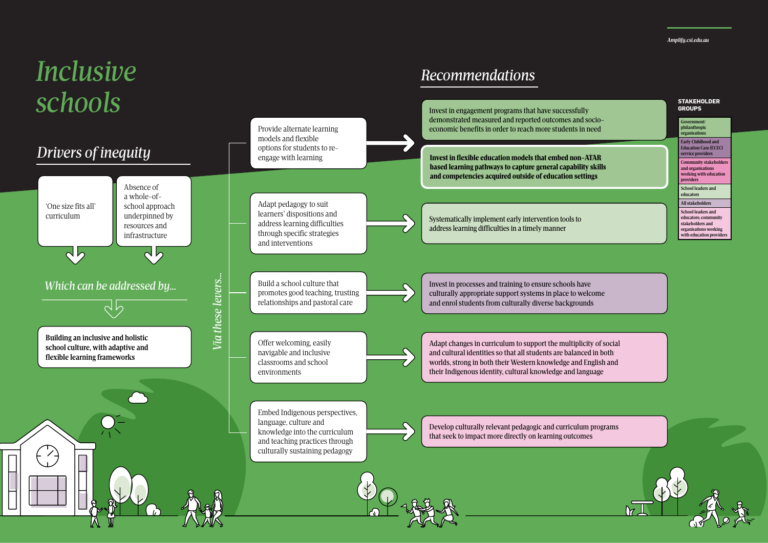# Inclusive schools

## Drivers of inequity

- 'One size fits all' curriculum
- Absence of a whole-of-school approach underpinned by resources and infrastructure

*Which can be addressed by...*

**Building an inclusive and holistic school culture, with adaptive and flexible learning frameworks**

*Via these levers...*

## Recommendations

| Lever | Recommendation |
|---|---|
| Provide alternate learning models and flexible options for students to re-engage with learning | Invest in engagement programs that have successfully demonstrated measured and reported outcomes and socio-economic benefits in order to reach more students in need |
| | **Invest in flexible education models that embed non-ATAR based learning pathways to capture general capability skills and competencies acquired outside of education settings** |
| Adapt pedagogy to suit learners' dispositions and address learning difficulties through specific strategies and interventions | Systematically implement early intervention tools to address learning difficulties in a timely manner |
| Build a school culture that promotes good teaching, trusting relationships and pastoral care | Invest in processes and training to ensure schools have culturally appropriate support systems in place to welcome and enrol students from culturally diverse backgrounds |
| Offer welcoming, easily navigable and inclusive classrooms and school environments | Adapt changes in curriculum to support the multiplicity of social and cultural identities so that all students are balanced in both worlds, strong in both their Western knowledge and English and their Indigenous identity, cultural knowledge and language |
| Embed Indigenous perspectives, language, culture and knowledge into the curriculum and teaching practices through culturally sustaining pedagogy | Develop culturally relevant pedagogic and curriculum programs that seek to impact more directly on learning outcomes |

**STAKEHOLDER GROUPS**

- Government/philanthropic organisations
- Early Childhood and Education Care (ECEC) service providers
- Community stakeholders and organisations working with education providers
- School leaders and educators
- All stakeholders
- School leaders and educators; community stakeholders and organisations working with education providers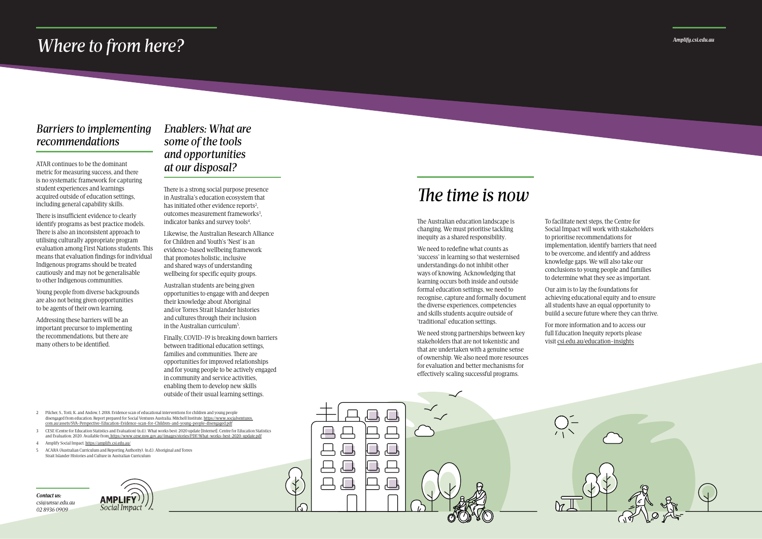# Where to from here?

## Barriers to implementing recommendations

ATAR continues to be the dominant metric for measuring success, and there is no systematic framework for capturing student experiences and learnings acquired outside of education settings, including general capability skills.

There is insufficient evidence to clearly identify programs as best practice models. There is also an inconsistent approach to utilising culturally appropriate program evaluation among First Nations students. This means that evaluation findings for individual Indigenous programs should be treated cautiously and may not be generalisable to other Indigenous communities.

Young people from diverse backgrounds are also not being given opportunities to be agents of their own learning.

Addressing these barriers will be an important precursor to implementing the recommendations, but there are many others to be identified.

## Enablers: What are some of the tools and opportunities at our disposal?

There is a strong social purpose presence in Australia's education ecosystem that has initiated other evidence reports[2], outcomes measurement frameworks[3], indicator banks and survey tools[4].

Likewise, the Australian Research Alliance for Children and Youth's 'Nest' is an evidence-based wellbeing framework that promotes holistic, inclusive and shared ways of understanding wellbeing for specific equity groups.

Australian students are being given opportunities to engage with and deepen their knowledge about Aboriginal and/or Torres Strait Islander histories and cultures through their inclusion in the Australian curriculum[5].

Finally, COVID-19 is breaking down barriers between traditional education settings, families and communities. There are opportunities for improved relationships and for young people to be actively engaged in community and service activities, enabling them to develop new skills outside of their usual learning settings.

# The time is now

The Australian education landscape is changing. We must prioritise tackling inequity as a shared responsibility.

We need to redefine what counts as 'success' in learning so that westernised understandings do not inhibit other ways of knowing. Acknowledging that learning occurs both inside and outside formal education settings, we need to recognise, capture and formally document the diverse experiences, competencies and skills students acquire outside of 'traditional' education settings.

We need strong partnerships between key stakeholders that are not tokenistic and that are undertaken with a genuine sense of ownership. We also need more resources for evaluation and better mechanisms for effectively scaling successful programs.

To facilitate next steps, the Centre for Social Impact will work with stakeholders to prioritise recommendations for implementation, identify barriers that need to be overcome, and identify and address knowledge gaps. We will also take our conclusions to young people and families to determine what they see as important.

Our aim is to lay the foundations for achieving educational equity and to ensure all students have an equal opportunity to buiild a secure future where they can thrive.

For more information and to access our full Education Inequity reports please visit csi.edu.au/education-insights

---

2. Pilcher, S., Torii, K. and Andow, J. 2018. Evidence scan of educational interventions for children and young people disengaged from education. Report prepared for Social Ventures Australia. Mitchell Institute. https://www.socialventures.com.au/assets/SVA-Perspective-Education-Evidence-scan-for-Children-and-young-people-disengaged.pdf
3. CESE (Centre for Education Statistics and Evaluation) (n.d.). What works best: 2020 update [Internet]. Centre for Education Statistics and Evaluation; 2020. Available from: https://www.cese.nsw.gov.au//images/stories/PDF/What-works-best-2020-update.pdf
4. Amplify Social Impact. https://amplify.csi.edu.au/
5. ACARA (Australian Curriculum and Reporting Authority). (n.d.). Aboriginal and Torres Strait Islander Histories and Culture in Australian Curriculum

*Contact us:*
*csi@unsw.edu.au*
*02 8936 0909*

AMPLIFY Social Impact

*Amplify.csi.edu.au*